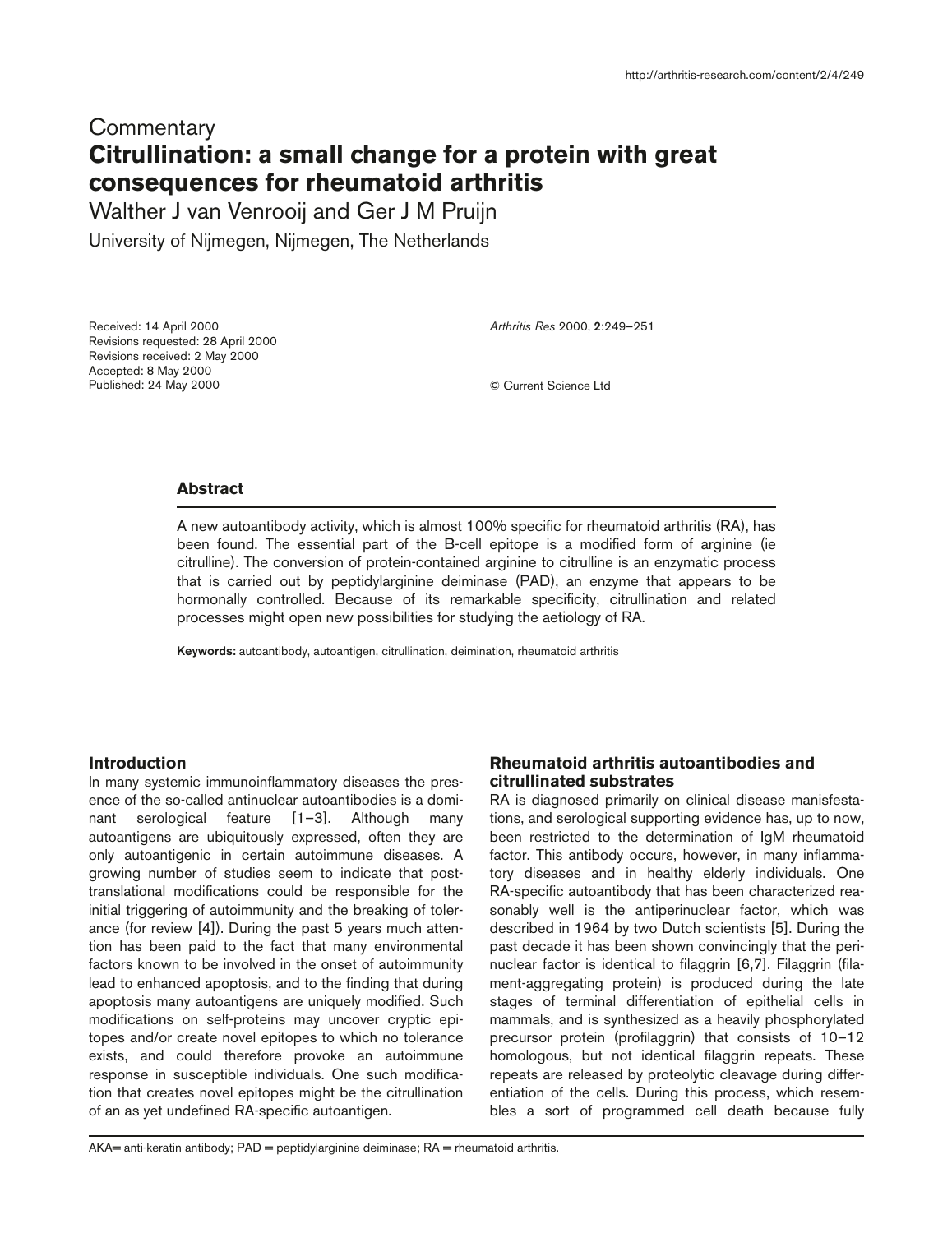Commentary

# Citrullination: a small change for a protein with great consequences for rheumatoid arthritis

Walther J van Venrooij and Ger J M Pruijn

University of Nijmegen, Nijmegen, The Netherlands

Received: 14 April 2000
Revisions requested: 28 April 2000
Revisions received: 2 May 2000
Accepted: 8 May 2000
Published: 24 May 2000

*Arthritis Res* 2000, **2**:249–251

© Current Science Ltd

## Abstract

A new autoantibody activity, which is almost 100% specific for rheumatoid arthritis (RA), has been found. The essential part of the B-cell epitope is a modified form of arginine (ie citrulline). The conversion of protein-contained arginine to citrulline is an enzymatic process that is carried out by peptidylarginine deiminase (PAD), an enzyme that appears to be hormonally controlled. Because of its remarkable specificity, citrullination and related processes might open new possibilities for studying the aetiology of RA.

**Keywords:** autoantibody, autoantigen, citrullination, deimination, rheumatoid arthritis

## Introduction

In many systemic immunoinflammatory diseases the presence of the so-called antinuclear autoantibodies is a dominant serological feature [1–3]. Although many autoantigens are ubiquitously expressed, often they are only autoantigenic in certain autoimmune diseases. A growing number of studies seem to indicate that post-translational modifications could be responsible for the initial triggering of autoimmunity and the breaking of tolerance (for review [4]). During the past 5 years much attention has been paid to the fact that many environmental factors known to be involved in the onset of autoimmunity lead to enhanced apoptosis, and to the finding that during apoptosis many autoantigens are uniquely modified. Such modifications on self-proteins may uncover cryptic epitopes and/or create novel epitopes to which no tolerance exists, and could therefore provoke an autoimmune response in susceptible individuals. One such modification that creates novel epitopes might be the citrullination of an as yet undefined RA-specific autoantigen.

## Rheumatoid arthritis autoantibodies and citrullinated substrates

RA is diagnosed primarily on clinical disease manifestations, and serological supporting evidence has, up to now, been restricted to the determination of IgM rheumatoid factor. This antibody occurs, however, in many inflammatory diseases and in healthy elderly individuals. One RA-specific autoantibody that has been characterized reasonably well is the antiperinuclear factor, which was described in 1964 by two Dutch scientists [5]. During the past decade it has been shown convincingly that the perinuclear factor is identical to filaggrin [6,7]. Filaggrin (filament-aggregating protein) is produced during the late stages of terminal differentiation of epithelial cells in mammals, and is synthesized as a heavily phosphorylated precursor protein (profilaggrin) that consists of 10–12 homologous, but not identical filaggrin repeats. These repeats are released by proteolytic cleavage during differentiation of the cells. During this process, which resembles a sort of programmed cell death because fully

AKA= anti-keratin antibody; PAD = peptidylarginine deiminase; RA = rheumatoid arthritis.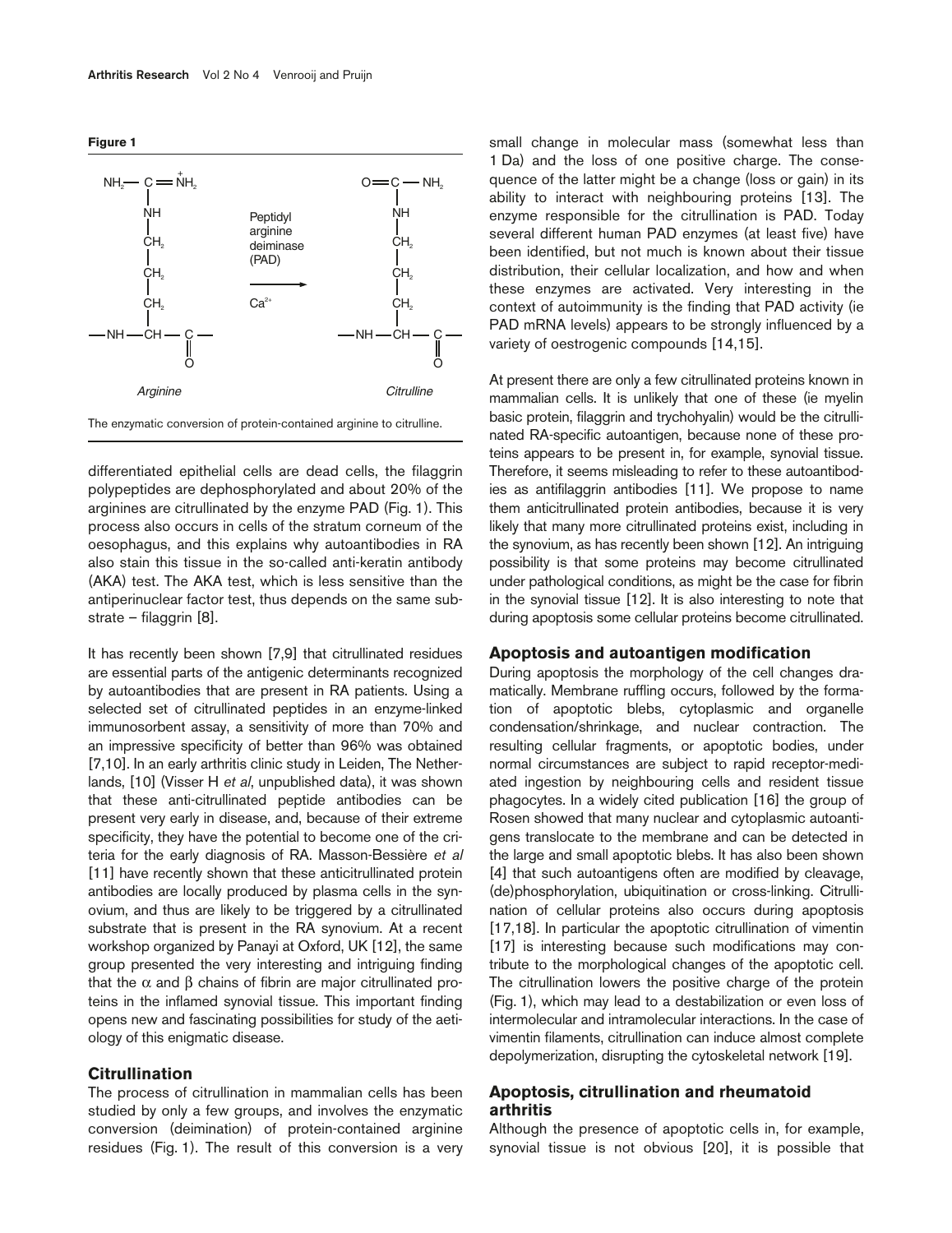**Figure 1**

The enzymatic conversion of protein-contained arginine to citrulline.

differentiated epithelial cells are dead cells, the filaggrin polypeptides are dephosphorylated and about 20% of the arginines are citrullinated by the enzyme PAD (Fig. 1). This process also occurs in cells of the stratum corneum of the oesophagus, and this explains why autoantibodies in RA also stain this tissue in the so-called anti-keratin antibody (AKA) test. The AKA test, which is less sensitive than the antiperinuclear factor test, thus depends on the same substrate – filaggrin [8].

It has recently been shown [7,9] that citrullinated residues are essential parts of the antigenic determinants recognized by autoantibodies that are present in RA patients. Using a selected set of citrullinated peptides in an enzyme-linked immunosorbent assay, a sensitivity of more than 70% and an impressive specificity of better than 96% was obtained [7,10]. In an early arthritis clinic study in Leiden, The Netherlands, [10] (Visser H *et al*, unpublished data), it was shown that these anti-citrullinated peptide antibodies can be present very early in disease, and, because of their extreme specificity, they have the potential to become one of the criteria for the early diagnosis of RA. Masson-Bessière *et al* [11] have recently shown that these anticitrullinated protein antibodies are locally produced by plasma cells in the synovium, and thus are likely to be triggered by a citrullinated substrate that is present in the RA synovium. At a recent workshop organized by Panayi at Oxford, UK [12], the same group presented the very interesting and intriguing finding that the $\alpha$ and $\beta$ chains of fibrin are major citrullinated proteins in the inflamed synovial tissue. This important finding opens new and fascinating possibilities for study of the aetiology of this enigmatic disease.

## Citrullination

The process of citrullination in mammalian cells has been studied by only a few groups, and involves the enzymatic conversion (deimination) of protein-contained arginine residues (Fig. 1). The result of this conversion is a very small change in molecular mass (somewhat less than 1 Da) and the loss of one positive charge. The consequence of the latter might be a change (loss or gain) in its ability to interact with neighbouring proteins [13]. The enzyme responsible for the citrullination is PAD. Today several different human PAD enzymes (at least five) have been identified, but not much is known about their tissue distribution, their cellular localization, and how and when these enzymes are activated. Very interesting in the context of autoimmunity is the finding that PAD activity (ie PAD mRNA levels) appears to be strongly influenced by a variety of oestrogenic compounds [14,15].

At present there are only a few citrullinated proteins known in mammalian cells. It is unlikely that one of these (ie myelin basic protein, filaggrin and trychohyalin) would be the citrullinated RA-specific autoantigen, because none of these proteins appears to be present in, for example, synovial tissue. Therefore, it seems misleading to refer to these autoantibodies as antifilaggrin antibodies [11]. We propose to name them anticitrullinated protein antibodies, because it is very likely that many more citrullinated proteins exist, including in the synovium, as has recently been shown [12]. An intriguing possibility is that some proteins may become citrullinated under pathological conditions, as might be the case for fibrin in the synovial tissue [12]. It is also interesting to note that during apoptosis some cellular proteins become citrullinated.

## Apoptosis and autoantigen modification

During apoptosis the morphology of the cell changes dramatically. Membrane ruffling occurs, followed by the formation of apoptotic blebs, cytoplasmic and organelle condensation/shrinkage, and nuclear contraction. The resulting cellular fragments, or apoptotic bodies, under normal circumstances are subject to rapid receptor-mediated ingestion by neighbouring cells and resident tissue phagocytes. In a widely cited publication [16] the group of Rosen showed that many nuclear and cytoplasmic autoantigens translocate to the membrane and can be detected in the large and small apoptotic blebs. It has also been shown [4] that such autoantigens often are modified by cleavage, (de)phosphorylation, ubiquitination or cross-linking. Citrullination of cellular proteins also occurs during apoptosis [17,18]. In particular the apoptotic citrullination of vimentin [17] is interesting because such modifications may contribute to the morphological changes of the apoptotic cell. The citrullination lowers the positive charge of the protein (Fig. 1), which may lead to a destabilization or even loss of intermolecular and intramolecular interactions. In the case of vimentin filaments, citrullination can induce almost complete depolymerization, disrupting the cytoskeletal network [19].

## Apoptosis, citrullination and rheumatoid arthritis

Although the presence of apoptotic cells in, for example, synovial tissue is not obvious [20], it is possible that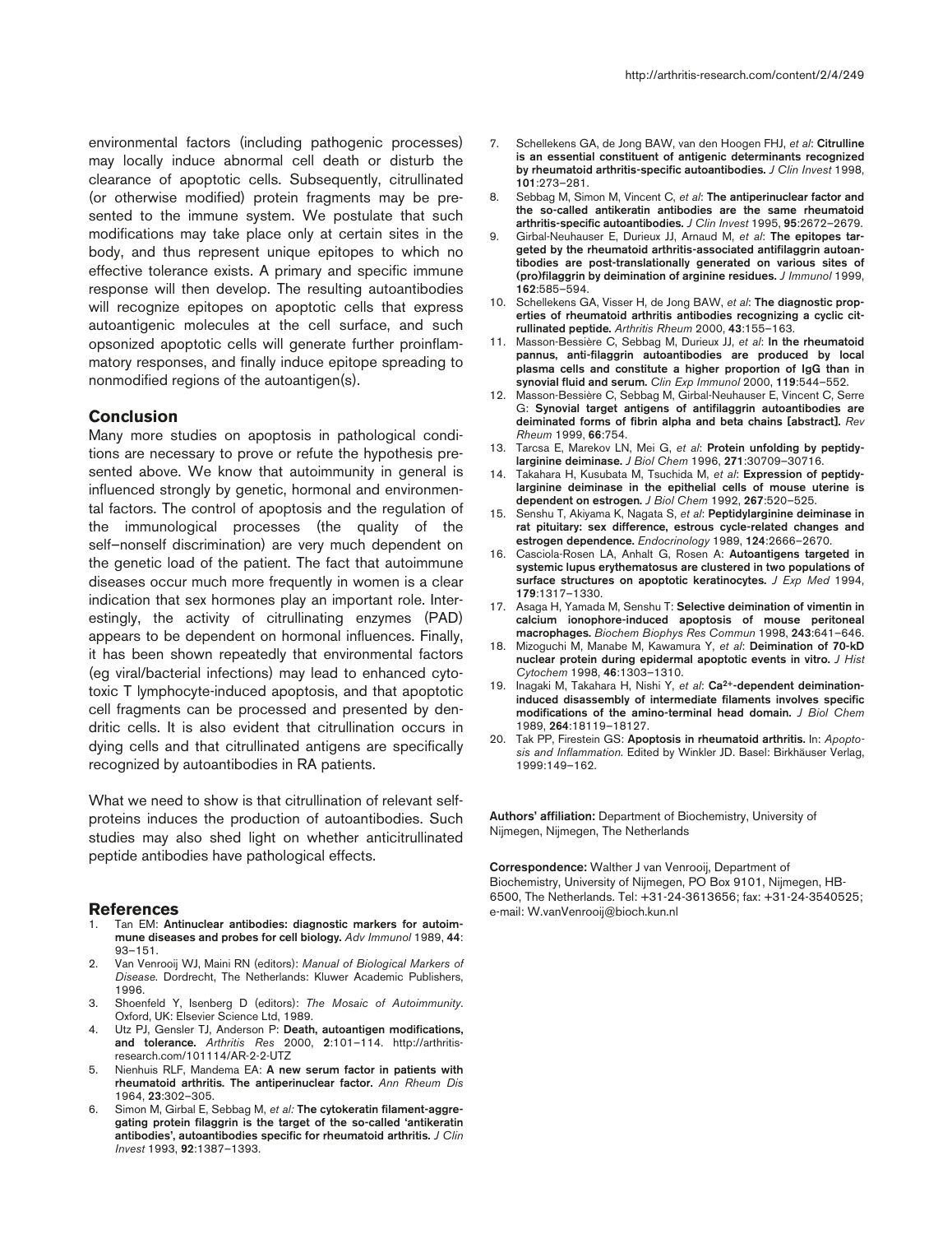environmental factors (including pathogenic processes) may locally induce abnormal cell death or disturb the clearance of apoptotic cells. Subsequently, citrullinated (or otherwise modified) protein fragments may be presented to the immune system. We postulate that such modifications may take place only at certain sites in the body, and thus represent unique epitopes to which no effective tolerance exists. A primary and specific immune response will then develop. The resulting autoantibodies will recognize epitopes on apoptotic cells that express autoantigenic molecules at the cell surface, and such opsonized apoptotic cells will generate further proinflammatory responses, and finally induce epitope spreading to nonmodified regions of the autoantigen(s).

## Conclusion

Many more studies on apoptosis in pathological conditions are necessary to prove or refute the hypothesis presented above. We know that autoimmunity in general is influenced strongly by genetic, hormonal and environmental factors. The control of apoptosis and the regulation of the immunological processes (the quality of the self–nonself discrimination) are very much dependent on the genetic load of the patient. The fact that autoimmune diseases occur much more frequently in women is a clear indication that sex hormones play an important role. Interestingly, the activity of citrullinating enzymes (PAD) appears to be dependent on hormonal influences. Finally, it has been shown repeatedly that environmental factors (eg viral/bacterial infections) may lead to enhanced cytotoxic T lymphocyte-induced apoptosis, and that apoptotic cell fragments can be processed and presented by dendritic cells. It is also evident that citrullination occurs in dying cells and that citrullinated antigens are specifically recognized by autoantibodies in RA patients.

What we need to show is that citrullination of relevant self-proteins induces the production of autoantibodies. Such studies may also shed light on whether anticitrullinated peptide antibodies have pathological effects.

## References

1. Tan EM: **Antinuclear antibodies: diagnostic markers for autoimmune diseases and probes for cell biology.** *Adv Immunol* 1989, **44**: 93–151.
2. Van Venrooij WJ, Maini RN (editors): *Manual of Biological Markers of Disease.* Dordrecht, The Netherlands: Kluwer Academic Publishers, 1996.
3. Shoenfeld Y, Isenberg D (editors): *The Mosaic of Autoimmunity.* Oxford, UK: Elsevier Science Ltd, 1989.
4. Utz PJ, Gensler TJ, Anderson P: **Death, autoantigen modifications, and tolerance.** *Arthritis Res* 2000, **2**:101–114. http://arthritis-research.com/101114/AR-2-2-UTZ
5. Nienhuis RLF, Mandema EA: **A new serum factor in patients with rheumatoid arthritis. The antiperinuclear factor.** *Ann Rheum Dis* 1964, **23**:302–305.
6. Simon M, Girbal E, Sebbag M, *et al:* **The cytokeratin filament-aggregating protein filaggrin is the target of the so-called 'antikeratin antibodies', autoantibodies specific for rheumatoid arthritis.** *J Clin Invest* 1993, **92**:1387–1393.
7. Schellekens GA, de Jong BAW, van den Hoogen FHJ, *et al*: **Citrulline is an essential constituent of antigenic determinants recognized by rheumatoid arthritis-specific autoantibodies.** *J Clin Invest* 1998, **101**:273–281.
8. Sebbag M, Simon M, Vincent C, *et al*: **The antiperinuclear factor and the so-called antikeratin antibodies are the same rheumatoid arthritis-specific autoantibodies.** *J Clin Invest* 1995, **95**:2672–2679.
9. Girbal-Neuhauser E, Durieux JJ, Arnaud M, *et al*: **The epitopes targeted by the rheumatoid arthritis-associated antifilaggrin autoantibodies are post-translationally generated on various sites of (pro)filaggrin by deimination of arginine residues.** *J Immunol* 1999, **162**:585–594.
10. Schellekens GA, Visser H, de Jong BAW, *et al*: **The diagnostic properties of rheumatoid arthritis antibodies recognizing a cyclic citrullinated peptide.** *Arthritis Rheum* 2000, **43**:155–163.
11. Masson-Bessière C, Sebbag M, Durieux JJ, *et al*: **In the rheumatoid pannus, anti-filaggrin autoantibodies are produced by local plasma cells and constitute a higher proportion of IgG than in synovial fluid and serum.** *Clin Exp Immunol* 2000, **119**:544–552.
12. Masson-Bessière C, Sebbag M, Girbal-Neuhauser E, Vincent C, Serre G: **Synovial target antigens of antifilaggrin autoantibodies are deiminated forms of fibrin alpha and beta chains [abstract].** *Rev Rheum* 1999, **66**:754.
13. Tarcsa E, Marekov LN, Mei G, *et al*: **Protein unfolding by peptidylarginine deiminase.** *J Biol Chem* 1996, **271**:30709–30716.
14. Takahara H, Kusubata M, Tsuchida M, *et al*: **Expression of peptidylarginine deiminase in the epithelial cells of mouse uterine is dependent on estrogen.** *J Biol Chem* 1992, **267**:520–525.
15. Senshu T, Akiyama K, Nagata S, *et al*: **Peptidylarginine deiminase in rat pituitary: sex difference, estrous cycle-related changes and estrogen dependence.** *Endocrinology* 1989, **124**:2666–2670.
16. Casciola-Rosen LA, Anhalt G, Rosen A: **Autoantigens targeted in systemic lupus erythematosus are clustered in two populations of surface structures on apoptotic keratinocytes.** *J Exp Med* 1994, **179**:1317–1330.
17. Asaga H, Yamada M, Senshu T: **Selective deimination of vimentin in calcium ionophore-induced apoptosis of mouse peritoneal macrophages.** *Biochem Biophys Res Commun* 1998, **243**:641–646.
18. Mizoguchi M, Manabe M, Kawamura Y, *et al*: **Deimination of 70-kD nuclear protein during epidermal apoptotic events in vitro.** *J Hist Cytochem* 1998, **46**:1303–1310.
19. Inagaki M, Takahara H, Nishi Y, *et al*: **$Ca^{2+}$-dependent deimination-induced disassembly of intermediate filaments involves specific modifications of the amino-terminal head domain.** *J Biol Chem* 1989, **264**:18119–18127.
20. Tak PP, Firestein GS: **Apoptosis in rheumatoid arthritis.** In: *Apoptosis and Inflammation.* Edited by Winkler JD. Basel: Birkhäuser Verlag, 1999:149–162.

**Authors' affiliation:** Department of Biochemistry, University of Nijmegen, Nijmegen, The Netherlands

**Correspondence:** Walther J van Venrooij, Department of Biochemistry, University of Nijmegen, PO Box 9101, Nijmegen, HB-6500, The Netherlands. Tel: +31-24-3613656; fax: +31-24-3540525; e-mail: W.vanVenrooij@bioch.kun.nl